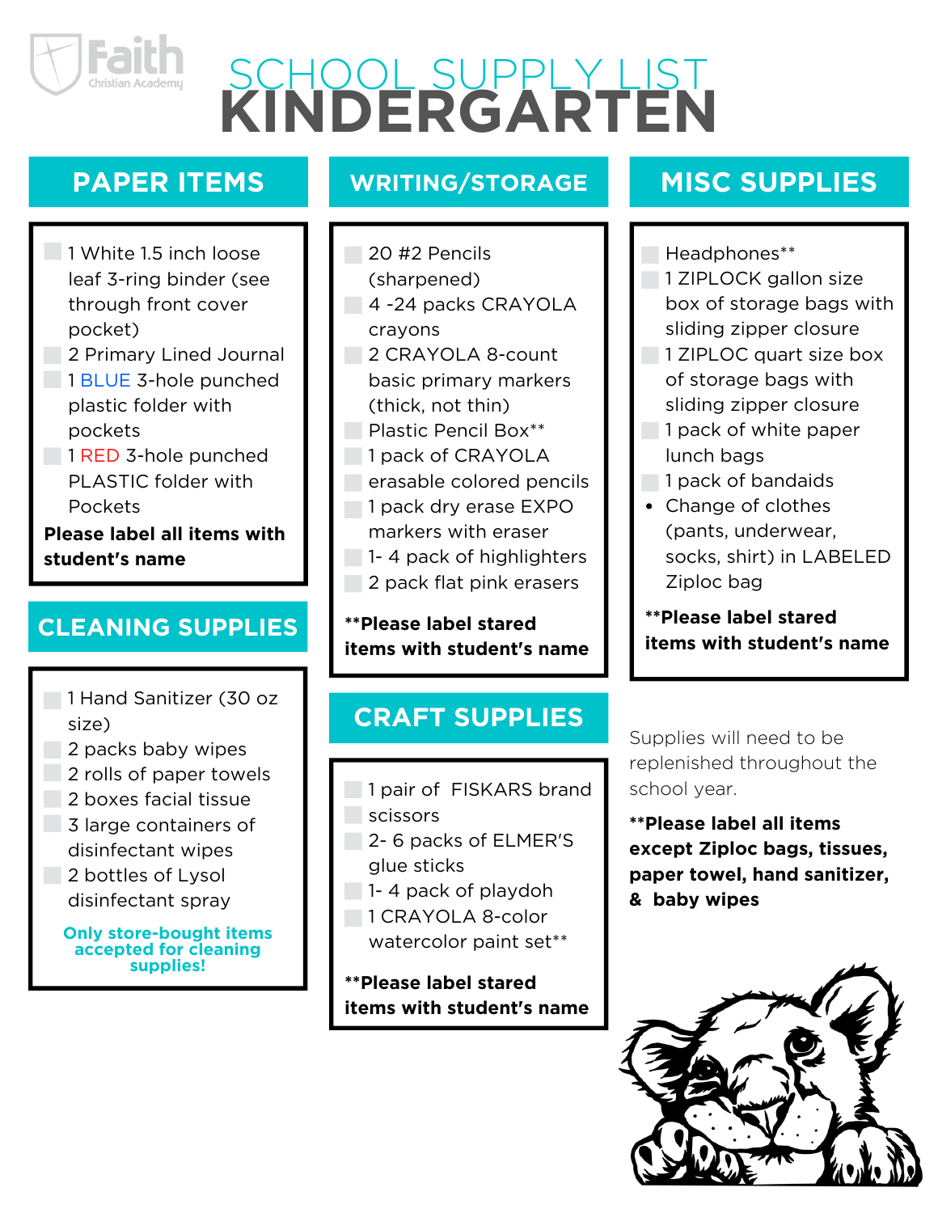Faith Christian Academy

# SCHOOL SUPPLY LIST
# KINDERGARTEN

## PAPER ITEMS

- 1 White 1.5 inch loose leaf 3-ring binder (see through front cover pocket)
- 2 Primary Lined Journal
- 1 BLUE 3-hole punched plastic folder with pockets
- 1 RED 3-hole punched PLASTIC folder with Pockets

**Please label all items with student's name**

## CLEANING SUPPLIES

- 1 Hand Sanitizer (30 oz size)
- 2 packs baby wipes
- 2 rolls of paper towels
- 2 boxes facial tissue
- 3 large containers of disinfectant wipes
- 2 bottles of Lysol disinfectant spray

**Only store-bought items accepted for cleaning supplies!**

## WRITING/STORAGE

- 20 #2 Pencils (sharpened)
- 4 -24 packs CRAYOLA crayons
- 2 CRAYOLA 8-count basic primary markers (thick, not thin)
- Plastic Pencil Box**
- 1 pack of CRAYOLA erasable colored pencils
- 1 pack dry erase EXPO markers with eraser
- 1- 4 pack of highlighters
- 2 pack flat pink erasers

****Please label stared items with student's name**

## CRAFT SUPPLIES

- 1 pair of FISKARS brand scissors
- 2- 6 packs of ELMER'S glue sticks
- 1- 4 pack of playdoh
- 1 CRAYOLA 8-color watercolor paint set**

****Please label stared items with student's name**

## MISC SUPPLIES

- Headphones**
- 1 ZIPLOCK gallon size box of storage bags with sliding zipper closure
- 1 ZIPLOC quart size box of storage bags with sliding zipper closure
- 1 pack of white paper lunch bags
- 1 pack of bandaids
- Change of clothes (pants, underwear, socks, shirt) in LABELED Ziploc bag

****Please label stared items with student's name**

Supplies will need to be replenished throughout the school year.

****Please label all items except Ziploc bags, tissues, paper towel, hand sanitizer, & baby wipes**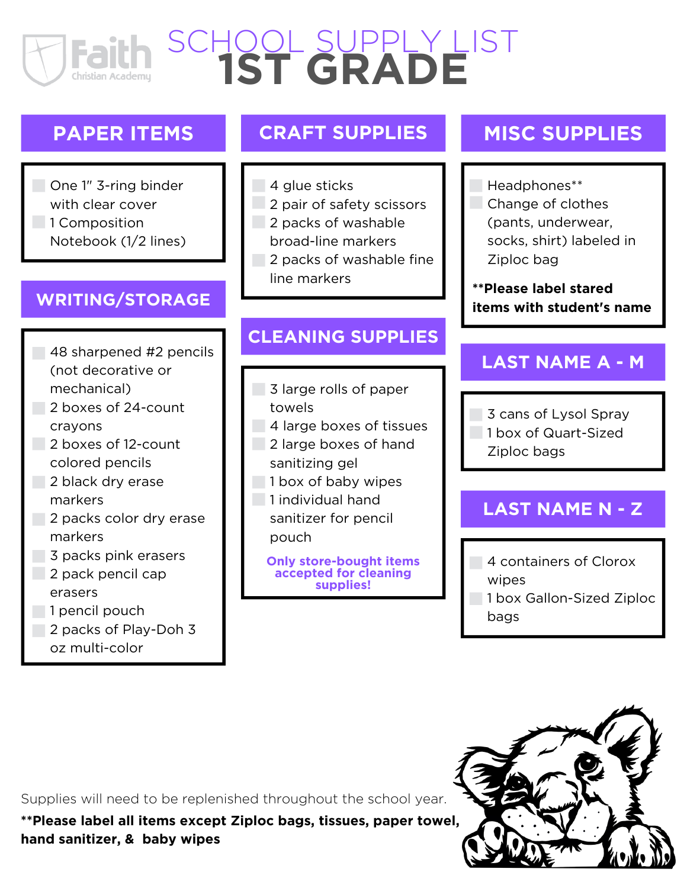# SCHOOL SUPPLY LIST
# 1ST GRADE

## PAPER ITEMS

- One 1" 3-ring binder with clear cover
- 1 Composition Notebook (1/2 lines)

## WRITING/STORAGE

- 48 sharpened #2 pencils (not decorative or mechanical)
- 2 boxes of 24-count crayons
- 2 boxes of 12-count colored pencils
- 2 black dry erase markers
- 2 packs color dry erase markers
- 3 packs pink erasers
- 2 pack pencil cap erasers
- 1 pencil pouch
- 2 packs of Play-Doh 3 oz multi-color

## CRAFT SUPPLIES

- 4 glue sticks
- 2 pair of safety scissors
- 2 packs of washable broad-line markers
- 2 packs of washable fine line markers

## CLEANING SUPPLIES

- 3 large rolls of paper towels
- 4 large boxes of tissues
- 2 large boxes of hand sanitizing gel
- 1 box of baby wipes
- 1 individual hand sanitizer for pencil pouch

**Only store-bought items accepted for cleaning supplies!**

## MISC SUPPLIES

- Headphones**
- Change of clothes (pants, underwear, socks, shirt) labeled in Ziploc bag

****Please label stared items with student's name**

## LAST NAME A - M

- 3 cans of Lysol Spray
- 1 box of Quart-Sized Ziploc bags

## LAST NAME N - Z

- 4 containers of Clorox wipes
- 1 box Gallon-Sized Ziploc bags

Supplies will need to be replenished throughout the school year.

****Please label all items except Ziploc bags, tissues, paper towel, hand sanitizer, & baby wipes**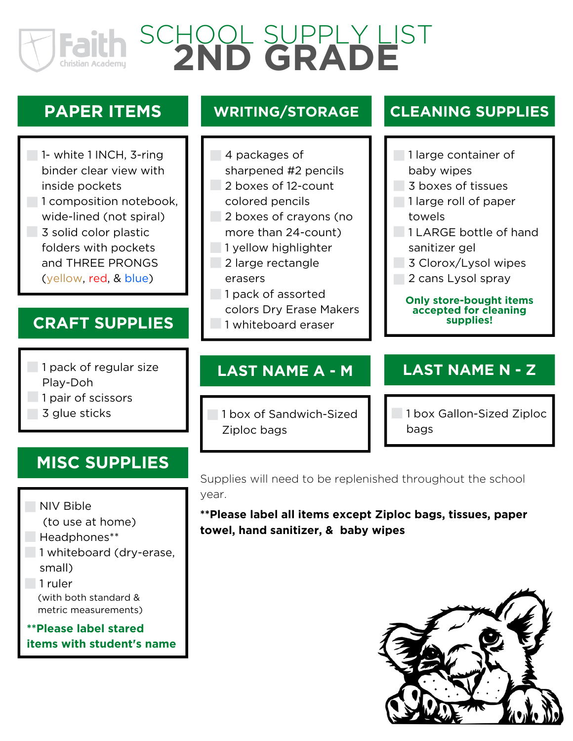Faith Christian Academy

# SCHOOL SUPPLY LIST
# 2ND GRADE

## PAPER ITEMS

- 1- white 1 INCH, 3-ring binder clear view with inside pockets
- 1 composition notebook, wide-lined (not spiral)
- 3 solid color plastic folders with pockets and THREE PRONGS (yellow, red, & blue)

## CRAFT SUPPLIES

- 1 pack of regular size Play-Doh
- 1 pair of scissors
- 3 glue sticks

## MISC SUPPLIES

- NIV Bible (to use at home)
- Headphones**
- 1 whiteboard (dry-erase, small)
- 1 ruler (with both standard & metric measurements)

**\*\*Please label stared items with student's name**

## WRITING/STORAGE

- 4 packages of sharpened #2 pencils
- 2 boxes of 12-count colored pencils
- 2 boxes of crayons (no more than 24-count)
- 1 yellow highlighter
- 2 large rectangle erasers
- 1 pack of assorted colors Dry Erase Makers
- 1 whiteboard eraser

## CLEANING SUPPLIES

- 1 large container of baby wipes
- 3 boxes of tissues
- 1 large roll of paper towels
- 1 LARGE bottle of hand sanitizer gel
- 3 Clorox/Lysol wipes
- 2 cans Lysol spray

**Only store-bought items accepted for cleaning supplies!**

## LAST NAME A - M

- 1 box of Sandwich-Sized Ziploc bags

## LAST NAME N - Z

- 1 box Gallon-Sized Ziploc bags

Supplies will need to be replenished throughout the school year.

**\*\*Please label all items except Ziploc bags, tissues, paper towel, hand sanitizer, & baby wipes**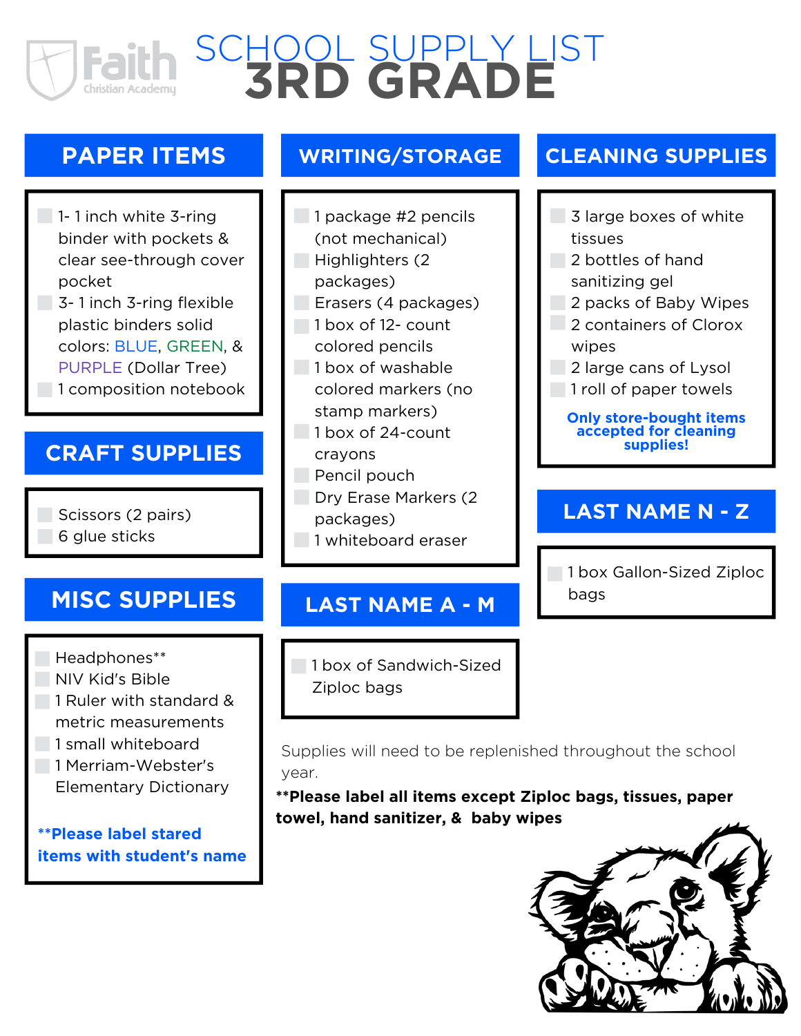Faith Christian Academy

# SCHOOL SUPPLY LIST
# 3RD GRADE

## PAPER ITEMS

- 1- 1 inch white 3-ring binder with pockets & clear see-through cover pocket
- 3- 1 inch 3-ring flexible plastic binders solid colors: BLUE, GREEN, & PURPLE (Dollar Tree)
- 1 composition notebook

## CRAFT SUPPLIES

- Scissors (2 pairs)
- 6 glue sticks

## MISC SUPPLIES

- Headphones**
- NIV Kid's Bible
- 1 Ruler with standard & metric measurements
- 1 small whiteboard
- 1 Merriam-Webster's Elementary Dictionary

**\*\*Please label stared items with student's name**

## WRITING/STORAGE

- 1 package #2 pencils (not mechanical)
- Highlighters (2 packages)
- Erasers (4 packages)
- 1 box of 12- count colored pencils
- 1 box of washable colored markers (no stamp markers)
- 1 box of 24-count crayons
- Pencil pouch
- Dry Erase Markers (2 packages)
- 1 whiteboard eraser

## LAST NAME A - M

- 1 box of Sandwich-Sized Ziploc bags

## CLEANING SUPPLIES

- 3 large boxes of white tissues
- 2 bottles of hand sanitizing gel
- 2 packs of Baby Wipes
- 2 containers of Clorox wipes
- 2 large cans of Lysol
- 1 roll of paper towels

**Only store-bought items accepted for cleaning supplies!**

## LAST NAME N - Z

- 1 box Gallon-Sized Ziploc bags

Supplies will need to be replenished throughout the school year.

**\*\*Please label all items except Ziploc bags, tissues, paper towel, hand sanitizer, & baby wipes**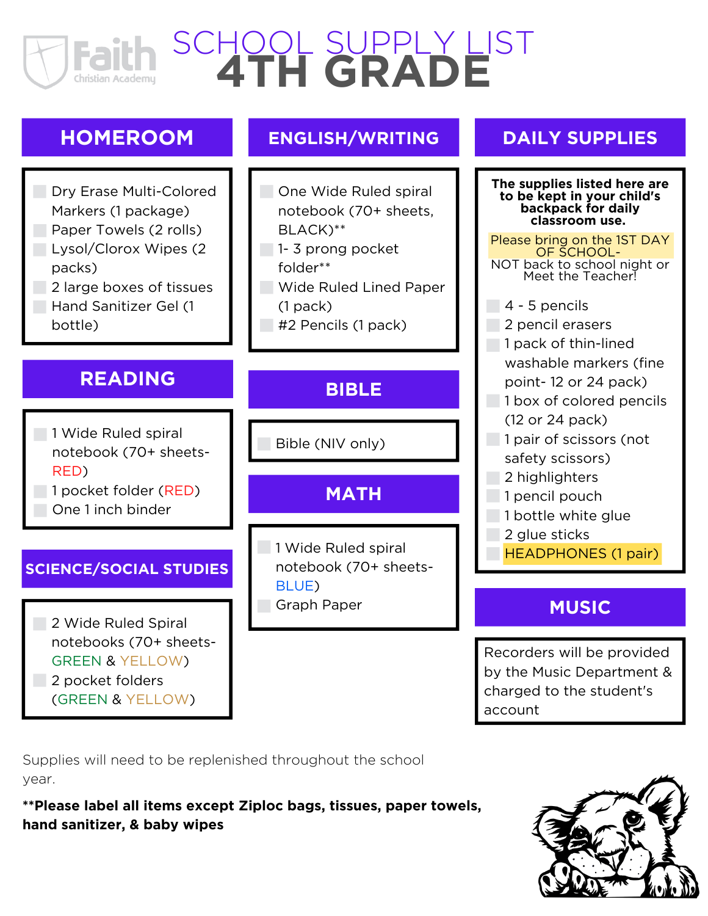Faith Christian Academy

# SCHOOL SUPPLY LIST
# 4TH GRADE

## HOMEROOM

- Dry Erase Multi-Colored Markers (1 package)
- Paper Towels (2 rolls)
- Lysol/Clorox Wipes (2 packs)
- 2 large boxes of tissues
- Hand Sanitizer Gel (1 bottle)

## READING

- 1 Wide Ruled spiral notebook (70+ sheets- RED)
- 1 pocket folder (RED)
- One 1 inch binder

## SCIENCE/SOCIAL STUDIES

- 2 Wide Ruled Spiral notebooks (70+ sheets- GREEN & YELLOW)
- 2 pocket folders (GREEN & YELLOW)

## ENGLISH/WRITING

- One Wide Ruled spiral notebook (70+ sheets, BLACK)**
- 1- 3 prong pocket folder**
- Wide Ruled Lined Paper (1 pack)
- #2 Pencils (1 pack)

## BIBLE

- Bible (NIV only)

## MATH

- 1 Wide Ruled spiral notebook (70+ sheets- BLUE)
- Graph Paper

## DAILY SUPPLIES

**The supplies listed here are to be kept in your child's backpack for daily classroom use.**

Please bring on the 1ST DAY OF SCHOOL- NOT back to school night or Meet the Teacher!

- 4 - 5 pencils
- 2 pencil erasers
- 1 pack of thin-lined washable markers (fine point- 12 or 24 pack)
- 1 box of colored pencils (12 or 24 pack)
- 1 pair of scissors (not safety scissors)
- 2 highlighters
- 1 pencil pouch
- 1 bottle white glue
- 2 glue sticks
- HEADPHONES (1 pair)

## MUSIC

Recorders will be provided by the Music Department & charged to the student's account

Supplies will need to be replenished throughout the school year.

**\*\*Please label all items except Ziploc bags, tissues, paper towels, hand sanitizer, & baby wipes**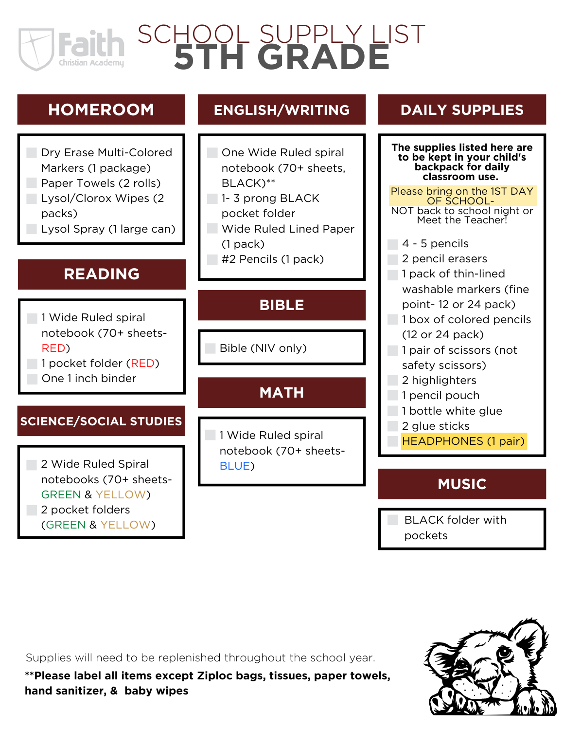# SCHOOL SUPPLY LIST 5TH GRADE

## HOMEROOM

- Dry Erase Multi-Colored Markers (1 package)
- Paper Towels (2 rolls)
- Lysol/Clorox Wipes (2 packs)
- Lysol Spray (1 large can)

## READING

- 1 Wide Ruled spiral notebook (70+ sheets- RED)
- 1 pocket folder (RED)
- One 1 inch binder

## SCIENCE/SOCIAL STUDIES

- 2 Wide Ruled Spiral notebooks (70+ sheets- GREEN & YELLOW)
- 2 pocket folders (GREEN & YELLOW)

## ENGLISH/WRITING

- One Wide Ruled spiral notebook (70+ sheets, BLACK)**
- 1- 3 prong BLACK pocket folder
- Wide Ruled Lined Paper (1 pack)
- #2 Pencils (1 pack)

## BIBLE

- Bible (NIV only)

## MATH

- 1 Wide Ruled spiral notebook (70+ sheets- BLUE)

## DAILY SUPPLIES

**The supplies listed here are to be kept in your child's backpack for daily classroom use.**

Please bring on the 1ST DAY OF SCHOOL- NOT back to school night or Meet the Teacher!

- 4 - 5 pencils
- 2 pencil erasers
- 1 pack of thin-lined washable markers (fine point- 12 or 24 pack)
- 1 box of colored pencils (12 or 24 pack)
- 1 pair of scissors (not safety scissors)
- 2 highlighters
- 1 pencil pouch
- 1 bottle white glue
- 2 glue sticks
- HEADPHONES (1 pair)

## MUSIC

- BLACK folder with pockets

Supplies will need to be replenished throughout the school year.

**\*\*Please label all items except Ziploc bags, tissues, paper towels, hand sanitizer, & baby wipes**